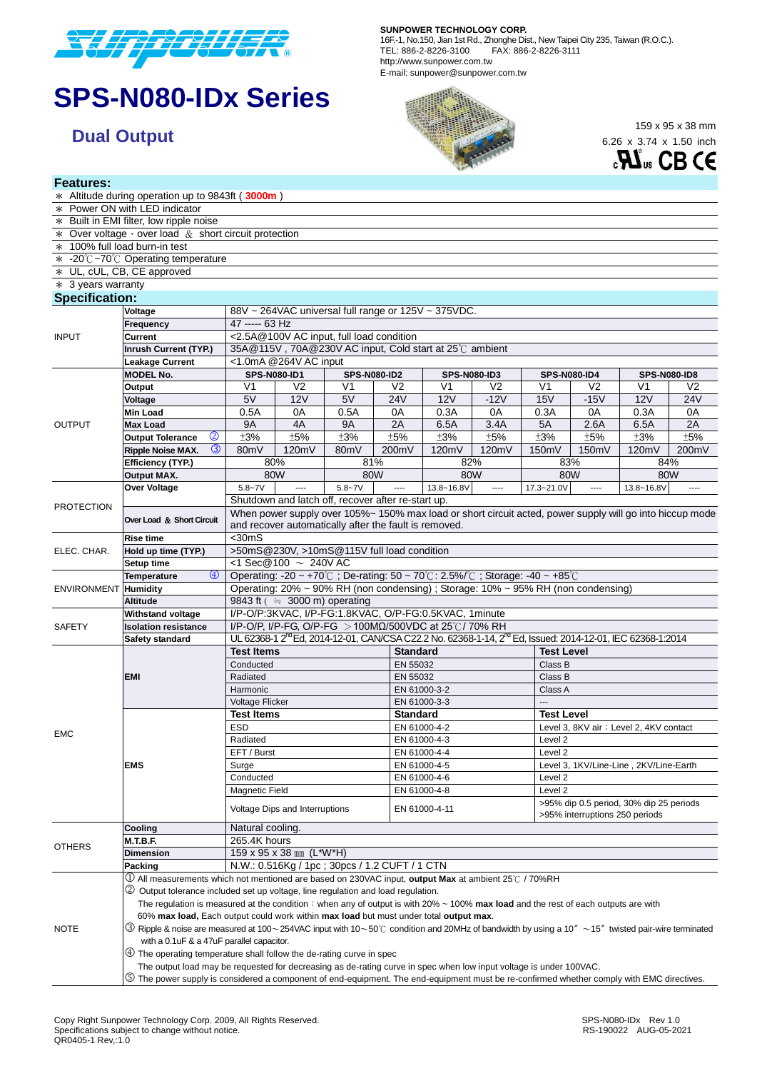SUNPOWER TECHNOLOGY CORP.
16F.-1, No.150, Jian 1st Rd., Zhonghe Dist., New Taipei City 235, Taiwan (R.O.C.).
TEL: 886-2-8226-3100 FAX: 886-2-8226-3111
http://www.sunpower.com.tw
E-mail: sunpower@sunpower.com.tw

# SPS-N080-IDx Series

## Dual Output

159 x 95 x 38 mm
6.26 x 3.74 x 1.50 inch

### Features:

* Altitude during operation up to 9843ft ( **3000m** )
* Power ON with LED indicator
* Built in EMI filter, low ripple noise
* Over voltage、over load & short circuit protection
* 100% full load burn-in test
* -20℃~70℃ Operating temperature
* UL, cUL, CB, CE approved
* 3 years warranty

### Specification:

| | | | | | | | | | | | |
|---|---|---|---|---|---|---|---|---|---|---|---|
| INPUT | **Voltage** | 88V ~ 264VAC universal full range or 125V ~ 375VDC. | | | | | | | | | |
| | **Frequency** | 47 ----- 63 Hz | | | | | | | | | |
| | **Current** | <2.5A@100V AC input, full load condition | | | | | | | | | |
| | **Inrush Current (TYP.)** | 35A@115V , 70A@230V AC input, Cold start at 25℃ ambient | | | | | | | | | |
| | **Leakage Current** | <1.0mA @264V AC input | | | | | | | | | |
| OUTPUT | **MODEL No.** | **SPS-N080-ID1** | | **SPS-N080-ID2** | | **SPS-N080-ID3** | | **SPS-N080-ID4** | | **SPS-N080-ID8** | |
| | **Output** | V1 | V2 | V1 | V2 | V1 | V2 | V1 | V2 | V1 | V2 |
| | **Voltage** | 5V | 12V | 5V | 24V | 12V | -12V | 15V | -15V | 12V | 24V |
| | **Min Load** | 0.5A | 0A | 0.5A | 0A | 0.3A | 0A | 0.3A | 0A | 0.3A | 0A |
| | **Max Load** | 9A | 4A | 9A | 2A | 6.5A | 3.4A | 5A | 2.6A | 6.5A | 2A |
| | **Output Tolerance** ② | ±3% | ±5% | ±3% | ±5% | ±3% | ±5% | ±3% | ±5% | ±3% | ±5% |
| | **Ripple Noise MAX.** ③ | 80mV | 120mV | 80mV | 200mV | 120mV | 120mV | 150mV | 150mV | 120mV | 200mV |
| | **Efficiency (TYP.)** | 80% | | 81% | | 82% | | 83% | | 84% | |
| | **Output MAX.** | 80W | | 80W | | 80W | | 80W | | 80W | |
| PROTECTION | **Over Voltage** | 5.8~7V | ---- | 5.8~7V | ---- | 13.8~16.8V | ---- | 17.3~21.0V | ---- | 13.8~16.8V | ---- |
| | | Shutdown and latch off, recover after re-start up. | | | | | | | | | |
| | **Over Load & Short Circuit** | When power supply over 105%~ 150% max load or short circuit acted, power supply will go into hiccup mode and recover automatically after the fault is removed. | | | | | | | | | |
| ELEC. CHAR. | **Rise time** | <30mS | | | | | | | | | |
| | **Hold up time (TYP.)** | >50mS@230V, >10mS@115V full load condition | | | | | | | | | |
| | **Setup time** | <1 Sec@100 ~ 240V AC | | | | | | | | | |
| ENVIRONMENT | **Temperature** ④ | Operating: -20 ~ +70℃ ; De-rating: 50 ~ 70℃: 2.5%/℃ ; Storage: -40 ~ +85℃ | | | | | | | | | |
| | **Humidity** | Operating: 20% ~ 90% RH (non condensing) ; Storage: 10% ~ 95% RH (non condensing) | | | | | | | | | |
| | **Altitude** | 9843 ft ( ≒ 3000 m) operating | | | | | | | | | |
| SAFETY | **Withstand voltage** | I/P-O/P:3KVAC, I/P-FG:1.8KVAC, O/P-FG:0.5KVAC, 1minute | | | | | | | | | |
| | **Isolation resistance** | I/P-O/P, I/P-FG, O/P-FG >100MΩ/500VDC at 25℃/ 70% RH | | | | | | | | | |
| | **Safety standard** | UL 62368-1 2nd Ed, 2014-12-01, CAN/CSA C22.2 No. 62368-1-14, 2nd Ed, Issued: 2014-12-01, IEC 62368-1:2014 | | | | | | | | | |

| | | | | |
|---|---|---|---|---|
| EMC | **EMI** | **Test Items** | **Standard** | **Test Level** |
| | | Conducted | EN 55032 | Class B |
| | | Radiated | EN 55032 | Class B |
| | | Harmonic | EN 61000-3-2 | Class A |
| | | Voltage Flicker | EN 61000-3-3 | --- |
| | **EMS** | **Test Items** | **Standard** | **Test Level** |
| | | ESD | EN 61000-4-2 | Level 3, 8KV air ; Level 2, 4KV contact |
| | | Radiated | EN 61000-4-3 | Level 2 |
| | | EFT / Burst | EN 61000-4-4 | Level 2 |
| | | Surge | EN 61000-4-5 | Level 3, 1KV/Line-Line , 2KV/Line-Earth |
| | | Conducted | EN 61000-4-6 | Level 2 |
| | | Magnetic Field | EN 61000-4-8 | Level 2 |
| | | Voltage Dips and Interruptions | EN 61000-4-11 | >95% dip 0.5 period, 30% dip 25 periods >95% interruptions 250 periods |

| | | |
|---|---|---|
| OTHERS | **Cooling** | Natural cooling. |
| | **M.T.B.F.** | 265.4K hours |
| | **Dimension** | 159 x 95 x 38 ㎜ (L*W*H) |
| | **Packing** | N.W.: 0.516Kg / 1pc ; 30pcs / 1.2 CUFT / 1 CTN |

**NOTE**

① All measurements which not mentioned are based on 230VAC input, **output Max** at ambient 25℃ / 70%RH

② Output tolerance included set up voltage, line regulation and load regulation.
The regulation is measured at the condition : when any of output is with 20% ~ 100% **max load** and the rest of each outputs are with 60% **max load,** Each output could work within **max load** but must under total **output max**.

③ Ripple & noise are measured at 100~254VAC input with 10~50℃ condition and 20MHz of bandwidth by using a 10" ~15" twisted pair-wire terminated with a 0.1uF & a 47uF parallel capacitor.

④ The operating temperature shall follow the de-rating curve in spec
The output load may be requested for decreasing as de-rating curve in spec when low input voltage is under 100VAC.

⑤ The power supply is considered a component of end-equipment. The end-equipment must be re-confirmed whether comply with EMC directives.

Copy Right Sunpower Technology Corp. 2009, All Rights Reserved.
Specifications subject to change without notice.
QR0405-1 Rev,:1.0

SPS-N080-IDx Rev 1.0
RS-190022 AUG-05-2021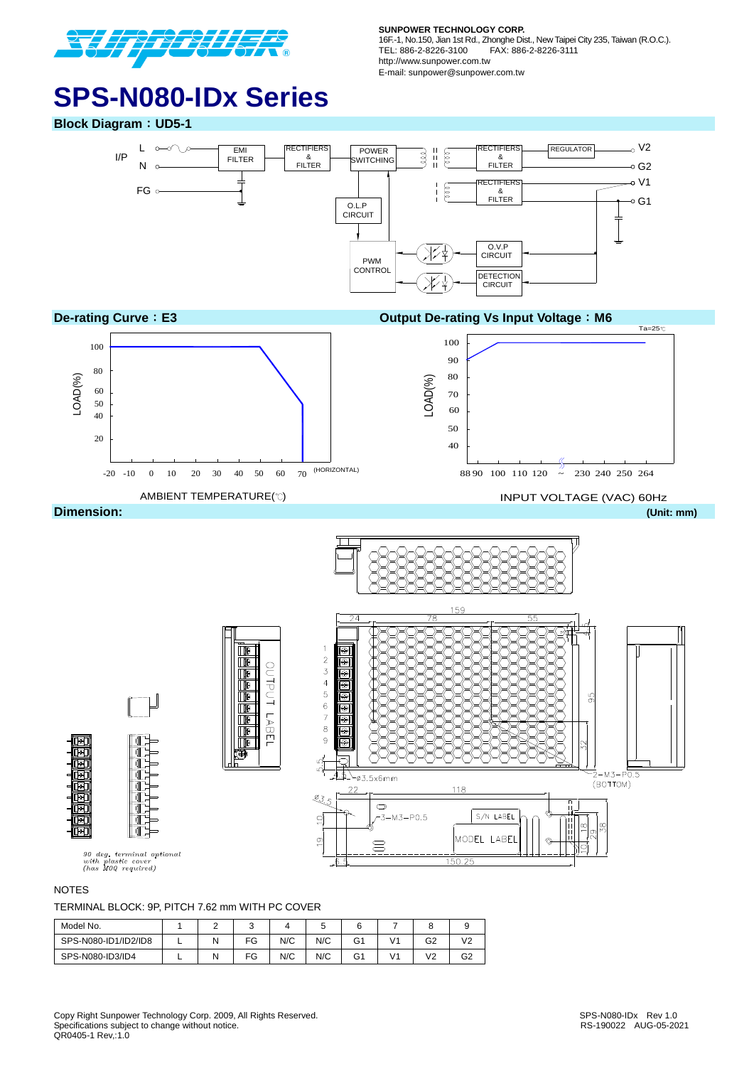**SUNPOWER TECHNOLOGY CORP.**
16F.-1, No.150, Jian 1st Rd., Zhonghe Dist., New Taipei City 235, Taiwan (R.O.C.).
TEL: 886-2-8226-3100 FAX: 886-2-8226-3111
http://www.sunpower.com.tw
E-mail: sunpower@sunpower.com.tw

# SPS-N080-IDx Series

## Block Diagram：UD5-1

I/P
L
N
FG
EMI FILTER
RECTIFIERS & FILTER
POWER SWITCHING
O.L.P CIRCUIT
PWM CONTROL
RECTIFIERS & FILTER
REGULATOR
RECTIFIERS & FILTER
O.V.P CIRCUIT
DETECTION CIRCUIT
V2
G2
V1
G1

## De-rating Curve：E3

LOAD(%)
100
80
60
50
40
20
-20 -10 0 10 20 30 40 50 60 70 (HORIZONTAL)
AMBIENT TEMPERATURE(℃)

## Output De-rating Vs Input Voltage：M6

Ta=25℃
LOAD(%)
100
90
80
70
60
50
40
88 90 100 110 120 ~ 230 240 250 264
INPUT VOLTAGE (VAC) 60Hz

## Dimension:

**(Unit: mm)**

159
24 78 55
95
32
OUTPUT LABEL
1 2 3 4 5 6 7 8 9
5.5
4.5
ø3.5x6mm
2-M3-P0.5 (BOTTOM)
22 118
ø3.5
3-M3-P0.5
S/N LABEL
MODEL LABEL
10
19
18 29 38
10
6.5 150.25

*90 deg. terminal optional with plastic cover (has MOQ required)*

NOTES

TERMINAL BLOCK: 9P, PITCH 7.62 mm WITH PC COVER

| Model No. | 1 | 2 | 3 | 4 | 5 | 6 | 7 | 8 | 9 |
|---|---|---|---|---|---|---|---|---|---|
| SPS-N080-ID1/ID2/ID8 | L | N | FG | N/C | N/C | G1 | V1 | G2 | V2 |
| SPS-N080-ID3/ID4 | L | N | FG | N/C | N/C | G1 | V1 | V2 | G2 |

Copy Right Sunpower Technology Corp. 2009, All Rights Reserved.
Specifications subject to change without notice.
QR0405-1 Rev,:1.0

SPS-N080-IDx Rev 1.0
RS-190022 AUG-05-2021